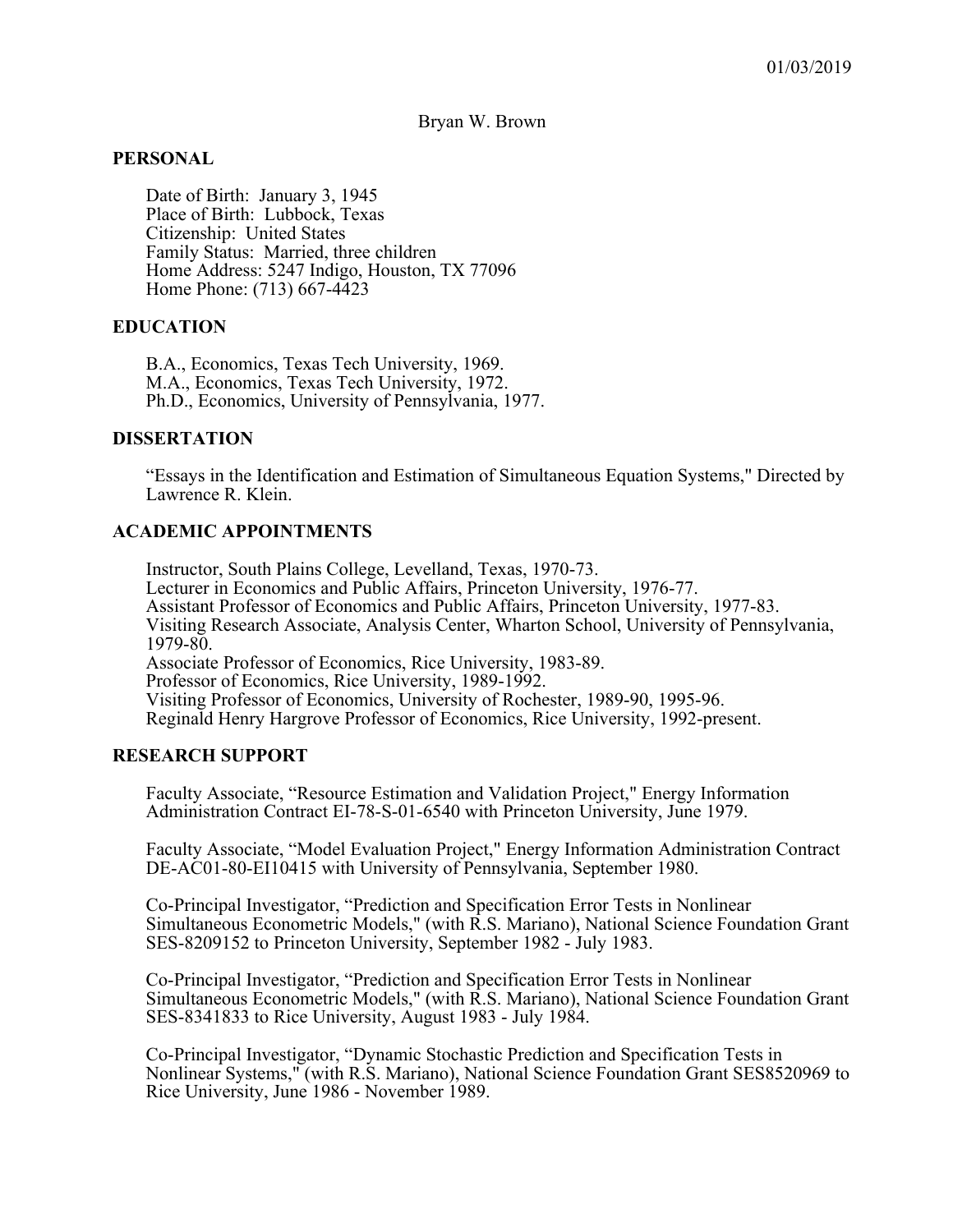01/03/2019

Bryan W. Brown

## PERSONAL

Date of Birth: January 3, 1945
Place of Birth: Lubbock, Texas
Citizenship: United States
Family Status: Married, three children
Home Address: 5247 Indigo, Houston, TX 77096
Home Phone: (713) 667-4423

## EDUCATION

B.A., Economics, Texas Tech University, 1969.
M.A., Economics, Texas Tech University, 1972.
Ph.D., Economics, University of Pennsylvania, 1977.

## DISSERTATION

"Essays in the Identification and Estimation of Simultaneous Equation Systems," Directed by Lawrence R. Klein.

## ACADEMIC APPOINTMENTS

Instructor, South Plains College, Levelland, Texas, 1970-73.
Lecturer in Economics and Public Affairs, Princeton University, 1976-77.
Assistant Professor of Economics and Public Affairs, Princeton University, 1977-83.
Visiting Research Associate, Analysis Center, Wharton School, University of Pennsylvania, 1979-80.
Associate Professor of Economics, Rice University, 1983-89.
Professor of Economics, Rice University, 1989-1992.
Visiting Professor of Economics, University of Rochester, 1989-90, 1995-96.
Reginald Henry Hargrove Professor of Economics, Rice University, 1992-present.

## RESEARCH SUPPORT

Faculty Associate, "Resource Estimation and Validation Project," Energy Information Administration Contract EI-78-S-01-6540 with Princeton University, June 1979.

Faculty Associate, "Model Evaluation Project," Energy Information Administration Contract DE-AC01-80-EI10415 with University of Pennsylvania, September 1980.

Co-Principal Investigator, "Prediction and Specification Error Tests in Nonlinear Simultaneous Econometric Models," (with R.S. Mariano), National Science Foundation Grant SES-8209152 to Princeton University, September 1982 - July 1983.

Co-Principal Investigator, "Prediction and Specification Error Tests in Nonlinear Simultaneous Econometric Models," (with R.S. Mariano), National Science Foundation Grant SES-8341833 to Rice University, August 1983 - July 1984.

Co-Principal Investigator, "Dynamic Stochastic Prediction and Specification Tests in Nonlinear Systems," (with R.S. Mariano), National Science Foundation Grant SES8520969 to Rice University, June 1986 - November 1989.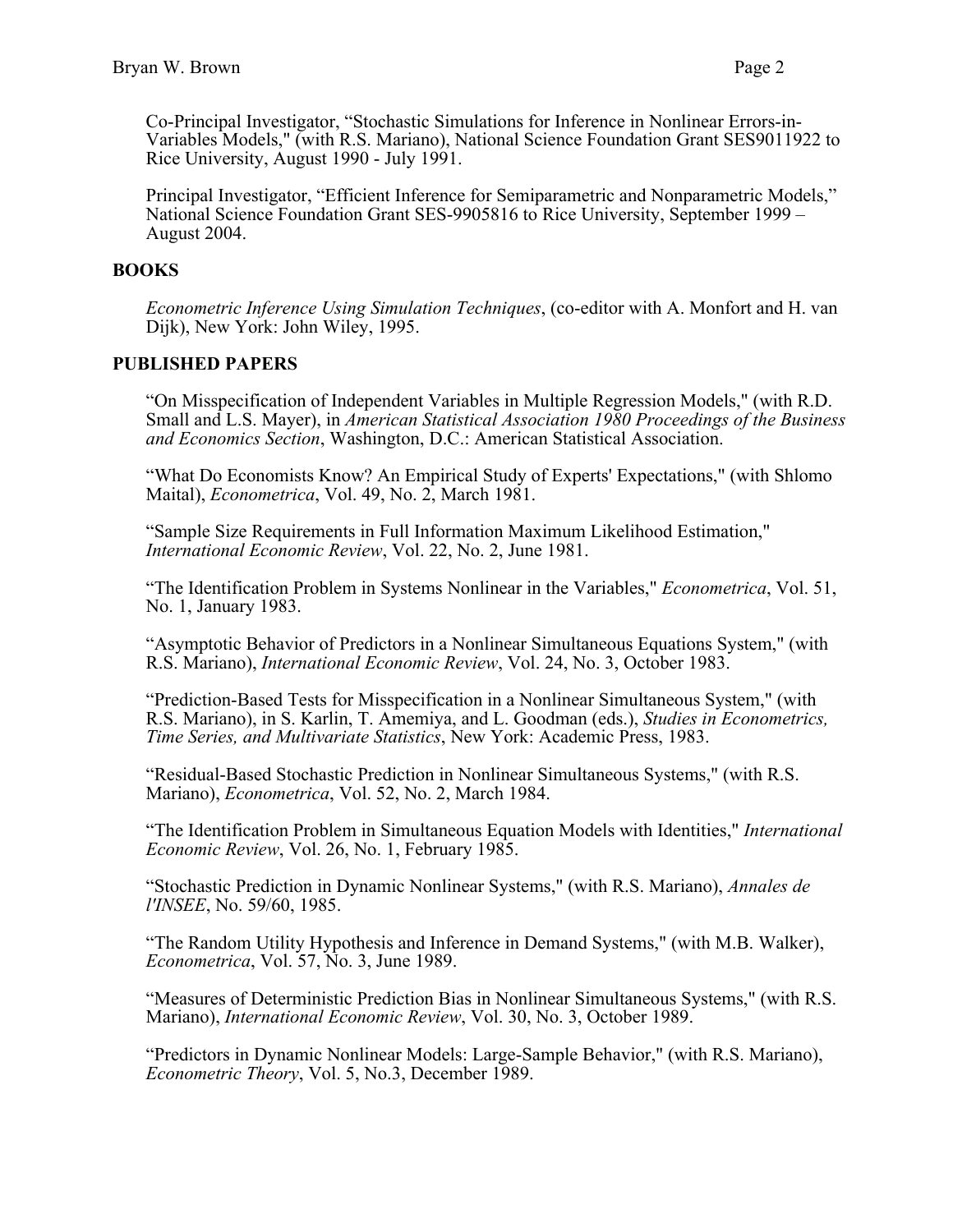Co-Principal Investigator, “Stochastic Simulations for Inference in Nonlinear Errors-in-Variables Models," (with R.S. Mariano), National Science Foundation Grant SES9011922 to Rice University, August 1990 - July 1991.

Principal Investigator, “Efficient Inference for Semiparametric and Nonparametric Models,” National Science Foundation Grant SES-9905816 to Rice University, September 1999 – August 2004.

## BOOKS

*Econometric Inference Using Simulation Techniques*, (co-editor with A. Monfort and H. van Dijk), New York: John Wiley, 1995.

## PUBLISHED PAPERS

“On Misspecification of Independent Variables in Multiple Regression Models," (with R.D. Small and L.S. Mayer), in *American Statistical Association 1980 Proceedings of the Business and Economics Section*, Washington, D.C.: American Statistical Association.

“What Do Economists Know? An Empirical Study of Experts' Expectations," (with Shlomo Maital), *Econometrica*, Vol. 49, No. 2, March 1981.

“Sample Size Requirements in Full Information Maximum Likelihood Estimation," *International Economic Review*, Vol. 22, No. 2, June 1981.

“The Identification Problem in Systems Nonlinear in the Variables," *Econometrica*, Vol. 51, No. 1, January 1983.

“Asymptotic Behavior of Predictors in a Nonlinear Simultaneous Equations System," (with R.S. Mariano), *International Economic Review*, Vol. 24, No. 3, October 1983.

“Prediction-Based Tests for Misspecification in a Nonlinear Simultaneous System," (with R.S. Mariano), in S. Karlin, T. Amemiya, and L. Goodman (eds.), *Studies in Econometrics, Time Series, and Multivariate Statistics*, New York: Academic Press, 1983.

“Residual-Based Stochastic Prediction in Nonlinear Simultaneous Systems," (with R.S. Mariano), *Econometrica*, Vol. 52, No. 2, March 1984.

“The Identification Problem in Simultaneous Equation Models with Identities," *International Economic Review*, Vol. 26, No. 1, February 1985.

“Stochastic Prediction in Dynamic Nonlinear Systems," (with R.S. Mariano), *Annales de l'INSEE*, No. 59/60, 1985.

“The Random Utility Hypothesis and Inference in Demand Systems," (with M.B. Walker), *Econometrica*, Vol. 57, No. 3, June 1989.

“Measures of Deterministic Prediction Bias in Nonlinear Simultaneous Systems," (with R.S. Mariano), *International Economic Review*, Vol. 30, No. 3, October 1989.

“Predictors in Dynamic Nonlinear Models: Large-Sample Behavior," (with R.S. Mariano), *Econometric Theory*, Vol. 5, No.3, December 1989.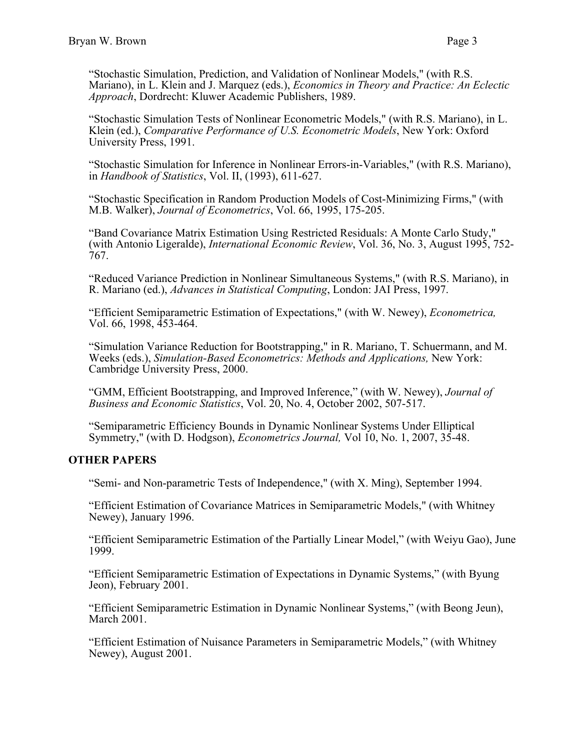"Stochastic Simulation, Prediction, and Validation of Nonlinear Models," (with R.S. Mariano), in L. Klein and J. Marquez (eds.), *Economics in Theory and Practice: An Eclectic Approach*, Dordrecht: Kluwer Academic Publishers, 1989.

"Stochastic Simulation Tests of Nonlinear Econometric Models," (with R.S. Mariano), in L. Klein (ed.), *Comparative Performance of U.S. Econometric Models*, New York: Oxford University Press, 1991.

"Stochastic Simulation for Inference in Nonlinear Errors-in-Variables," (with R.S. Mariano), in *Handbook of Statistics*, Vol. II, (1993), 611-627.

"Stochastic Specification in Random Production Models of Cost-Minimizing Firms," (with M.B. Walker), *Journal of Econometrics*, Vol. 66, 1995, 175-205.

"Band Covariance Matrix Estimation Using Restricted Residuals: A Monte Carlo Study," (with Antonio Ligeralde), *International Economic Review*, Vol. 36, No. 3, August 1995, 752-767.

"Reduced Variance Prediction in Nonlinear Simultaneous Systems," (with R.S. Mariano), in R. Mariano (ed.), *Advances in Statistical Computing*, London: JAI Press, 1997.

"Efficient Semiparametric Estimation of Expectations," (with W. Newey), *Econometrica,* Vol. 66, 1998, 453-464.

"Simulation Variance Reduction for Bootstrapping," in R. Mariano, T. Schuermann, and M. Weeks (eds.), *Simulation-Based Econometrics: Methods and Applications,* New York: Cambridge University Press, 2000.

"GMM, Efficient Bootstrapping, and Improved Inference," (with W. Newey), *Journal of Business and Economic Statistics*, Vol. 20, No. 4, October 2002, 507-517.

"Semiparametric Efficiency Bounds in Dynamic Nonlinear Systems Under Elliptical Symmetry," (with D. Hodgson), *Econometrics Journal,* Vol 10, No. 1, 2007, 35-48.

## OTHER PAPERS

"Semi- and Non-parametric Tests of Independence," (with X. Ming), September 1994.

"Efficient Estimation of Covariance Matrices in Semiparametric Models," (with Whitney Newey), January 1996.

"Efficient Semiparametric Estimation of the Partially Linear Model," (with Weiyu Gao), June 1999.

"Efficient Semiparametric Estimation of Expectations in Dynamic Systems," (with Byung Jeon), February 2001.

"Efficient Semiparametric Estimation in Dynamic Nonlinear Systems," (with Beong Jeun), March 2001.

"Efficient Estimation of Nuisance Parameters in Semiparametric Models," (with Whitney Newey), August 2001.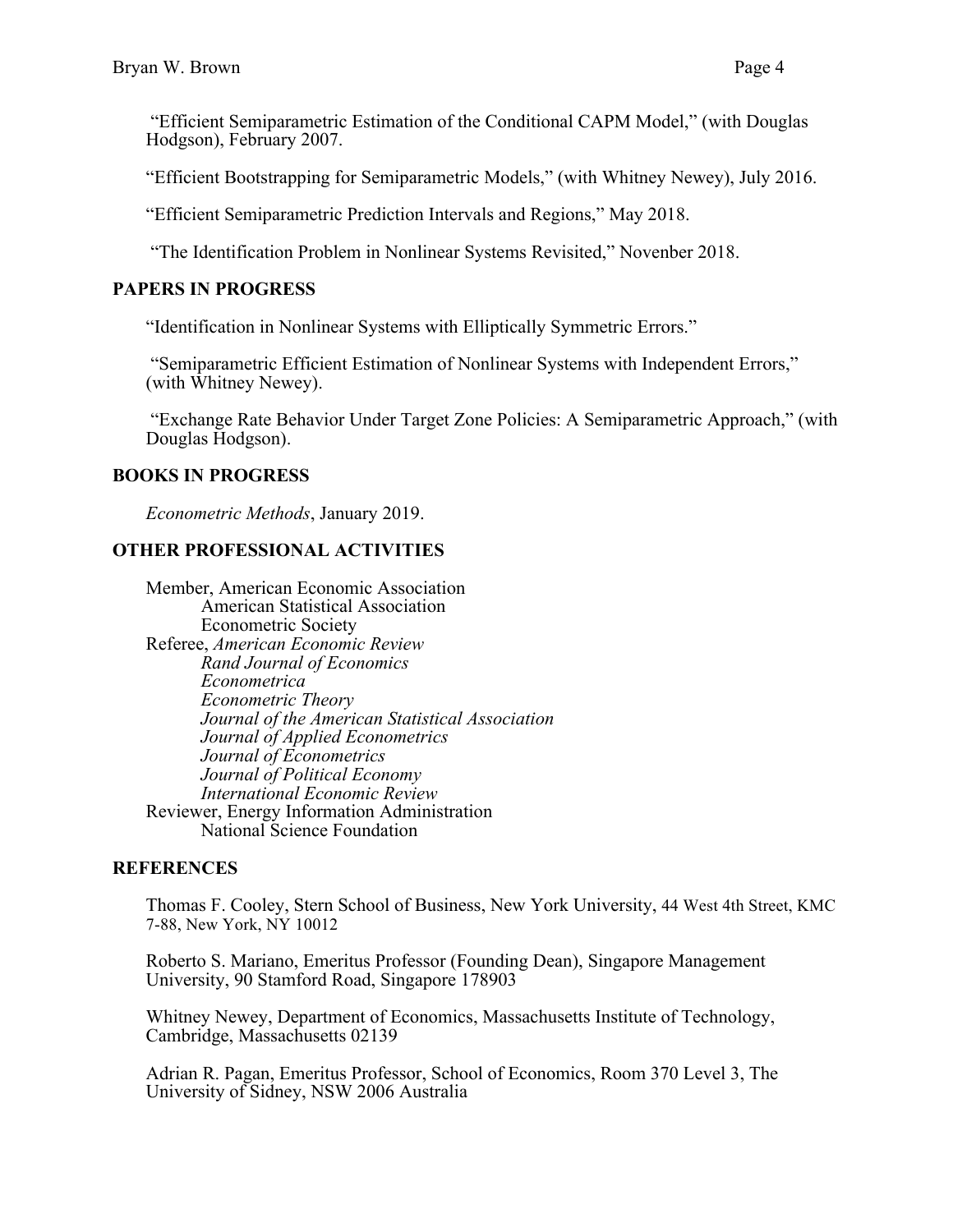"Efficient Semiparametric Estimation of the Conditional CAPM Model," (with Douglas Hodgson), February 2007.

"Efficient Bootstrapping for Semiparametric Models," (with Whitney Newey), July 2016.

"Efficient Semiparametric Prediction Intervals and Regions," May 2018.

"The Identification Problem in Nonlinear Systems Revisited," Novenber 2018.

## PAPERS IN PROGRESS

"Identification in Nonlinear Systems with Elliptically Symmetric Errors."

"Semiparametric Efficient Estimation of Nonlinear Systems with Independent Errors," (with Whitney Newey).

"Exchange Rate Behavior Under Target Zone Policies: A Semiparametric Approach," (with Douglas Hodgson).

## BOOKS IN PROGRESS

*Econometric Methods*, January 2019.

## OTHER PROFESSIONAL ACTIVITIES

Member, American Economic Association
- American Statistical Association
- Econometric Society

Referee, *American Economic Review*
- *Rand Journal of Economics*
- *Econometrica*
- *Econometric Theory*
- *Journal of the American Statistical Association*
- *Journal of Applied Econometrics*
- *Journal of Econometrics*
- *Journal of Political Economy*
- *International Economic Review*

Reviewer, Energy Information Administration
- National Science Foundation

## REFERENCES

Thomas F. Cooley, Stern School of Business, New York University, 44 West 4th Street, KMC 7-88, New York, NY 10012

Roberto S. Mariano, Emeritus Professor (Founding Dean), Singapore Management University, 90 Stamford Road, Singapore 178903

Whitney Newey, Department of Economics, Massachusetts Institute of Technology, Cambridge, Massachusetts 02139

Adrian R. Pagan, Emeritus Professor, School of Economics, Room 370 Level 3, The University of Sidney, NSW 2006 Australia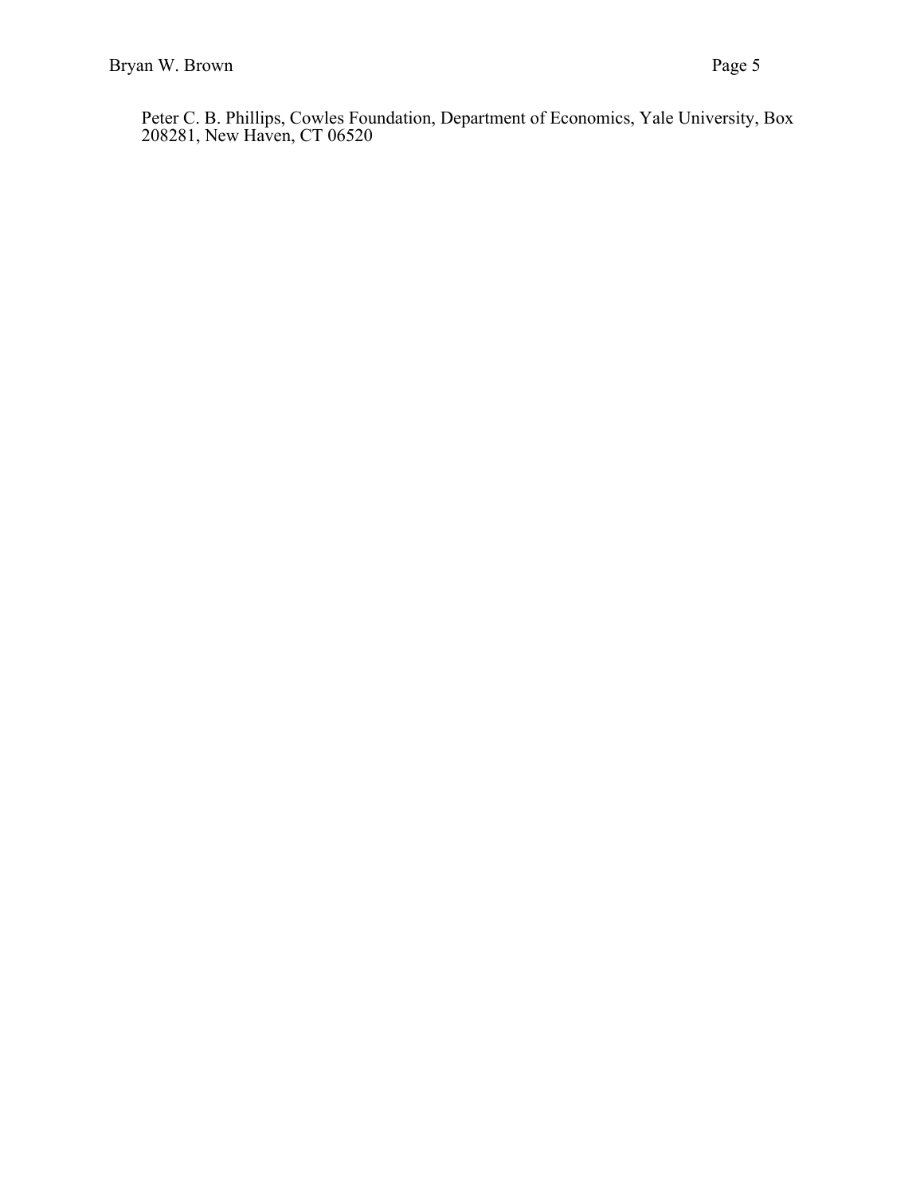Peter C. B. Phillips, Cowles Foundation, Department of Economics, Yale University, Box 208281, New Haven, CT 06520